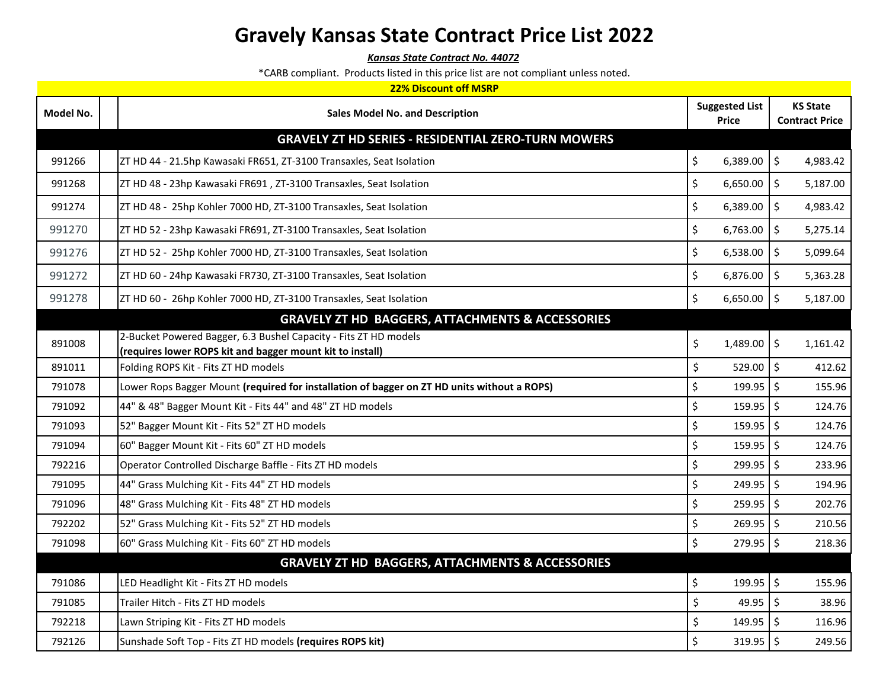# Gravely Kansas State Contract Price List 2022

***Kansas State Contract No. 44072***

*CARB compliant. Products listed in this price list are not compliant unless noted.

**22% Discount off MSRP**

| Model No. | | Sales Model No. and Description | Suggested List Price | KS State Contract Price |
|---|---|---|---|---|
| | | **GRAVELY ZT HD SERIES - RESIDENTIAL ZERO-TURN MOWERS** | | |
| 991266 | | ZT HD 44 - 21.5hp Kawasaki FR651, ZT-3100 Transaxles, Seat Isolation | $ 6,389.00 | $ 4,983.42 |
| 991268 | | ZT HD 48 - 23hp Kawasaki FR691 , ZT-3100 Transaxles, Seat Isolation | $ 6,650.00 | $ 5,187.00 |
| 991274 | | ZT HD 48 - 25hp Kohler 7000 HD, ZT-3100 Transaxles, Seat Isolation | $ 6,389.00 | $ 4,983.42 |
| 991270 | | ZT HD 52 - 23hp Kawasaki FR691, ZT-3100 Transaxles, Seat Isolation | $ 6,763.00 | $ 5,275.14 |
| 991276 | | ZT HD 52 - 25hp Kohler 7000 HD, ZT-3100 Transaxles, Seat Isolation | $ 6,538.00 | $ 5,099.64 |
| 991272 | | ZT HD 60 - 24hp Kawasaki FR730, ZT-3100 Transaxles, Seat Isolation | $ 6,876.00 | $ 5,363.28 |
| 991278 | | ZT HD 60 - 26hp Kohler 7000 HD, ZT-3100 Transaxles, Seat Isolation | $ 6,650.00 | $ 5,187.00 |
| | | **GRAVELY ZT HD BAGGERS, ATTACHMENTS & ACCESSORIES** | | |
| 891008 | | 2-Bucket Powered Bagger, 6.3 Bushel Capacity - Fits ZT HD models **(requires lower ROPS kit and bagger mount kit to install)** | $ 1,489.00 | $ 1,161.42 |
| 891011 | | Folding ROPS Kit - Fits ZT HD models | $ 529.00 | $ 412.62 |
| 791078 | | Lower Rops Bagger Mount **(required for installation of bagger on ZT HD units without a ROPS)** | $ 199.95 | $ 155.96 |
| 791092 | | 44" & 48" Bagger Mount Kit - Fits 44" and 48" ZT HD models | $ 159.95 | $ 124.76 |
| 791093 | | 52" Bagger Mount Kit - Fits 52" ZT HD models | $ 159.95 | $ 124.76 |
| 791094 | | 60" Bagger Mount Kit - Fits 60" ZT HD models | $ 159.95 | $ 124.76 |
| 792216 | | Operator Controlled Discharge Baffle - Fits ZT HD models | $ 299.95 | $ 233.96 |
| 791095 | | 44" Grass Mulching Kit - Fits 44" ZT HD models | $ 249.95 | $ 194.96 |
| 791096 | | 48" Grass Mulching Kit - Fits 48" ZT HD models | $ 259.95 | $ 202.76 |
| 792202 | | 52" Grass Mulching Kit - Fits 52" ZT HD models | $ 269.95 | $ 210.56 |
| 791098 | | 60" Grass Mulching Kit - Fits 60" ZT HD models | $ 279.95 | $ 218.36 |
| | | **GRAVELY ZT HD BAGGERS, ATTACHMENTS & ACCESSORIES** | | |
| 791086 | | LED Headlight Kit - Fits ZT HD models | $ 199.95 | $ 155.96 |
| 791085 | | Trailer Hitch - Fits ZT HD models | $ 49.95 | $ 38.96 |
| 792218 | | Lawn Striping Kit - Fits ZT HD models | $ 149.95 | $ 116.96 |
| 792126 | | Sunshade Soft Top - Fits ZT HD models **(requires ROPS kit)** | $ 319.95 | $ 249.56 |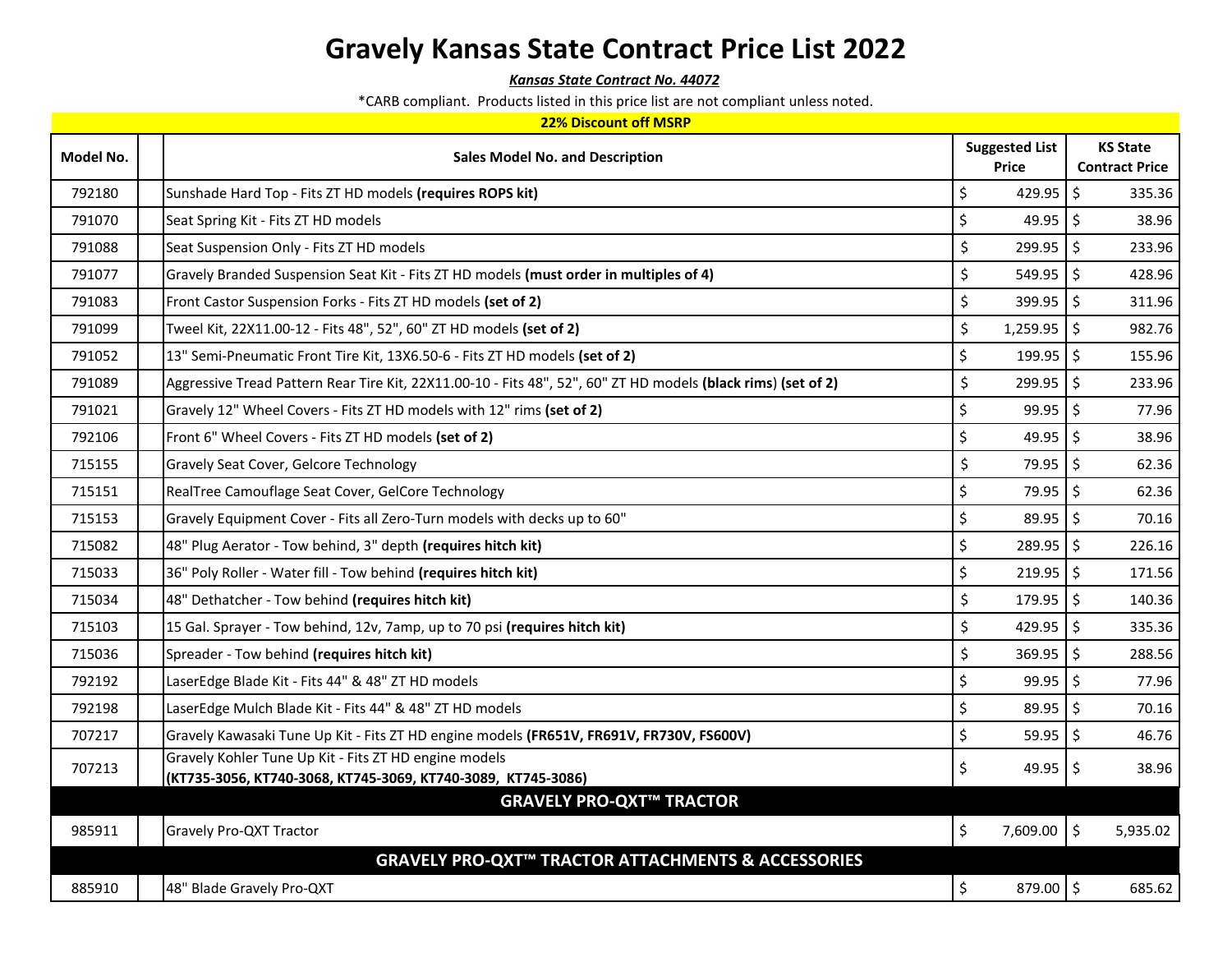# Gravely Kansas State Contract Price List 2022

***Kansas State Contract No. 44072***

*CARB compliant. Products listed in this price list are not compliant unless noted.

**22% Discount off MSRP**

| Model No. | | Sales Model No. and Description | Suggested List Price | KS State Contract Price |
|---|---|---|---|---|
| 792180 | | Sunshade Hard Top - Fits ZT HD models **(requires ROPS kit)** | $ 429.95 | $ 335.36 |
| 791070 | | Seat Spring Kit - Fits ZT HD models | $ 49.95 | $ 38.96 |
| 791088 | | Seat Suspension Only - Fits ZT HD models | $ 299.95 | $ 233.96 |
| 791077 | | Gravely Branded Suspension Seat Kit - Fits ZT HD models **(must order in multiples of 4)** | $ 549.95 | $ 428.96 |
| 791083 | | Front Castor Suspension Forks - Fits ZT HD models **(set of 2)** | $ 399.95 | $ 311.96 |
| 791099 | | Tweel Kit, 22X11.00-12 - Fits 48", 52", 60" ZT HD models **(set of 2)** | $ 1,259.95 | $ 982.76 |
| 791052 | | 13" Semi-Pneumatic Front Tire Kit, 13X6.50-6 - Fits ZT HD models **(set of 2)** | $ 199.95 | $ 155.96 |
| 791089 | | Aggressive Tread Pattern Rear Tire Kit, 22X11.00-10 - Fits 48", 52", 60" ZT HD models **(black rims)** **(set of 2)** | $ 299.95 | $ 233.96 |
| 791021 | | Gravely 12" Wheel Covers - Fits ZT HD models with 12" rims **(set of 2)** | $ 99.95 | $ 77.96 |
| 792106 | | Front 6" Wheel Covers - Fits ZT HD models **(set of 2)** | $ 49.95 | $ 38.96 |
| 715155 | | Gravely Seat Cover, Gelcore Technology | $ 79.95 | $ 62.36 |
| 715151 | | RealTree Camouflage Seat Cover, GelCore Technology | $ 79.95 | $ 62.36 |
| 715153 | | Gravely Equipment Cover - Fits all Zero-Turn models with decks up to 60" | $ 89.95 | $ 70.16 |
| 715082 | | 48" Plug Aerator - Tow behind, 3" depth **(requires hitch kit)** | $ 289.95 | $ 226.16 |
| 715033 | | 36" Poly Roller - Water fill - Tow behind **(requires hitch kit)** | $ 219.95 | $ 171.56 |
| 715034 | | 48" Dethatcher - Tow behind **(requires hitch kit)** | $ 179.95 | $ 140.36 |
| 715103 | | 15 Gal. Sprayer - Tow behind, 12v, 7amp, up to 70 psi **(requires hitch kit)** | $ 429.95 | $ 335.36 |
| 715036 | | Spreader - Tow behind **(requires hitch kit)** | $ 369.95 | $ 288.56 |
| 792192 | | LaserEdge Blade Kit - Fits 44" & 48" ZT HD models | $ 99.95 | $ 77.96 |
| 792198 | | LaserEdge Mulch Blade Kit - Fits 44" & 48" ZT HD models | $ 89.95 | $ 70.16 |
| 707217 | | Gravely Kawasaki Tune Up Kit - Fits ZT HD engine models **(FR651V, FR691V, FR730V, FS600V)** | $ 59.95 | $ 46.76 |
| 707213 | | Gravely Kohler Tune Up Kit - Fits ZT HD engine models **(KT735-3056, KT740-3068, KT745-3069, KT740-3089, KT745-3086)** | $ 49.95 | $ 38.96 |
| **GRAVELY PRO-QXT™ TRACTOR** | | | | |
| 985911 | | Gravely Pro-QXT Tractor | $ 7,609.00 | $ 5,935.02 |
| **GRAVELY PRO-QXT™ TRACTOR ATTACHMENTS & ACCESSORIES** | | | | |
| 885910 | | 48" Blade Gravely Pro-QXT | $ 879.00 | $ 685.62 |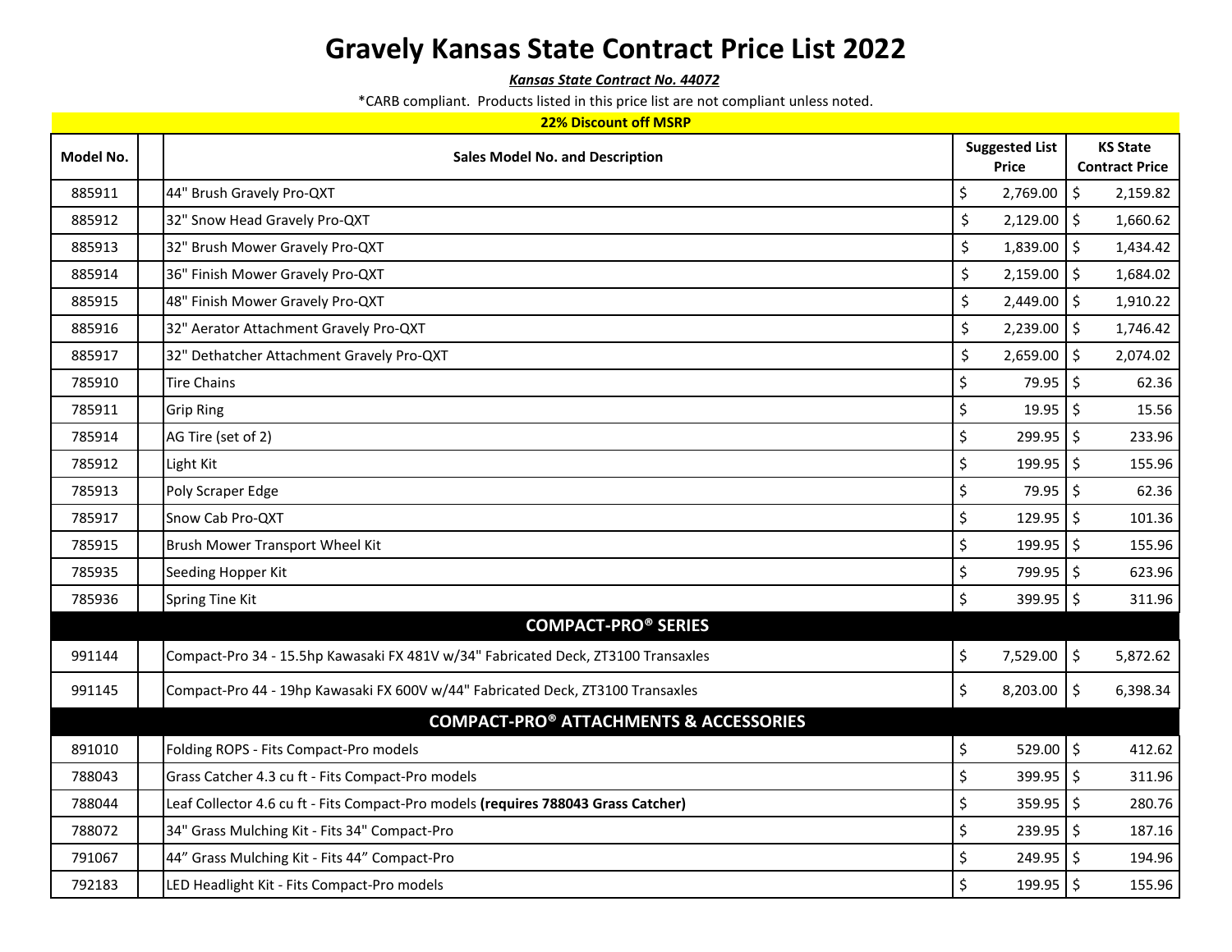# Gravely Kansas State Contract Price List 2022

***Kansas State Contract No. 44072***

*CARB compliant. Products listed in this price list are not compliant unless noted.

**22% Discount off MSRP**

| Model No. | | Sales Model No. and Description | Suggested List Price | KS State Contract Price |
|---|---|---|---|---|
| 885911 | | 44" Brush Gravely Pro-QXT | $ 2,769.00 | $ 2,159.82 |
| 885912 | | 32" Snow Head Gravely Pro-QXT | $ 2,129.00 | $ 1,660.62 |
| 885913 | | 32" Brush Mower Gravely Pro-QXT | $ 1,839.00 | $ 1,434.42 |
| 885914 | | 36" Finish Mower Gravely Pro-QXT | $ 2,159.00 | $ 1,684.02 |
| 885915 | | 48" Finish Mower Gravely Pro-QXT | $ 2,449.00 | $ 1,910.22 |
| 885916 | | 32" Aerator Attachment Gravely Pro-QXT | $ 2,239.00 | $ 1,746.42 |
| 885917 | | 32" Dethatcher Attachment Gravely Pro-QXT | $ 2,659.00 | $ 2,074.02 |
| 785910 | | Tire Chains | $ 79.95 | $ 62.36 |
| 785911 | | Grip Ring | $ 19.95 | $ 15.56 |
| 785914 | | AG Tire (set of 2) | $ 299.95 | $ 233.96 |
| 785912 | | Light Kit | $ 199.95 | $ 155.96 |
| 785913 | | Poly Scraper Edge | $ 79.95 | $ 62.36 |
| 785917 | | Snow Cab Pro-QXT | $ 129.95 | $ 101.36 |
| 785915 | | Brush Mower Transport Wheel Kit | $ 199.95 | $ 155.96 |
| 785935 | | Seeding Hopper Kit | $ 799.95 | $ 623.96 |
| 785936 | | Spring Tine Kit | $ 399.95 | $ 311.96 |
| **COMPACT-PRO® SERIES** | | | | |
| 991144 | | Compact-Pro 34 - 15.5hp Kawasaki FX 481V w/34" Fabricated Deck, ZT3100 Transaxles | $ 7,529.00 | $ 5,872.62 |
| 991145 | | Compact-Pro 44 - 19hp Kawasaki FX 600V w/44" Fabricated Deck, ZT3100 Transaxles | $ 8,203.00 | $ 6,398.34 |
| **COMPACT-PRO® ATTACHMENTS & ACCESSORIES** | | | | |
| 891010 | | Folding ROPS - Fits Compact-Pro models | $ 529.00 | $ 412.62 |
| 788043 | | Grass Catcher 4.3 cu ft - Fits Compact-Pro models | $ 399.95 | $ 311.96 |
| 788044 | | Leaf Collector 4.6 cu ft - Fits Compact-Pro models **(requires 788043 Grass Catcher)** | $ 359.95 | $ 280.76 |
| 788072 | | 34" Grass Mulching Kit - Fits 34" Compact-Pro | $ 239.95 | $ 187.16 |
| 791067 | | 44” Grass Mulching Kit - Fits 44” Compact-Pro | $ 249.95 | $ 194.96 |
| 792183 | | LED Headlight Kit - Fits Compact-Pro models | $ 199.95 | $ 155.96 |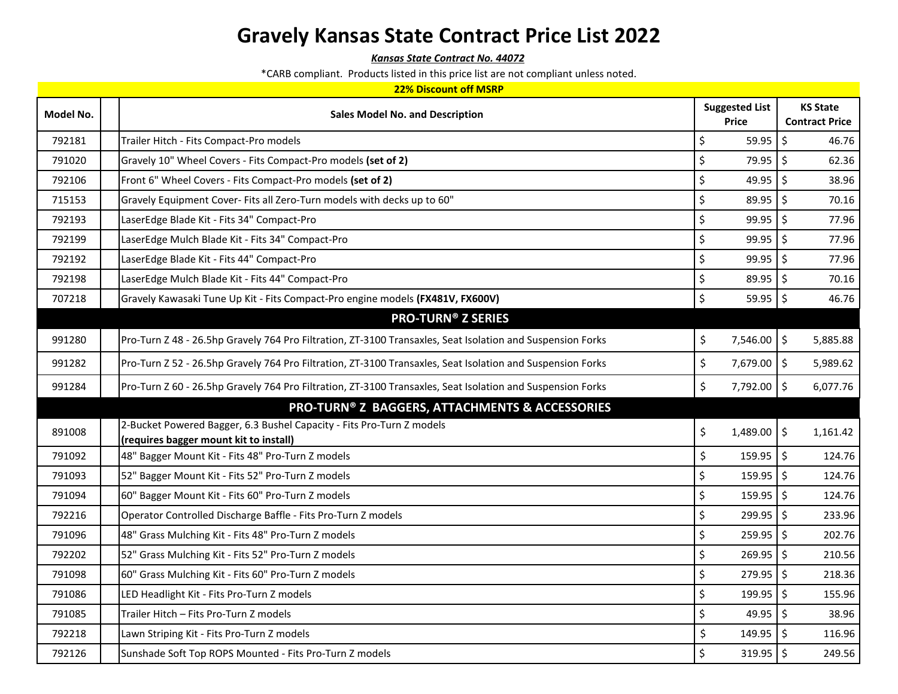# Gravely Kansas State Contract Price List 2022

***Kansas State Contract No. 44072***

*CARB compliant. Products listed in this price list are not compliant unless noted.

**22% Discount off MSRP**

| Model No. | | Sales Model No. and Description | Suggested List Price | KS State Contract Price |
|---|---|---|---|---|
| 792181 | | Trailer Hitch - Fits Compact-Pro models | $ 59.95 | $ 46.76 |
| 791020 | | Gravely 10" Wheel Covers - Fits Compact-Pro models **(set of 2)** | $ 79.95 | $ 62.36 |
| 792106 | | Front 6" Wheel Covers - Fits Compact-Pro models **(set of 2)** | $ 49.95 | $ 38.96 |
| 715153 | | Gravely Equipment Cover- Fits all Zero-Turn models with decks up to 60" | $ 89.95 | $ 70.16 |
| 792193 | | LaserEdge Blade Kit - Fits 34" Compact-Pro | $ 99.95 | $ 77.96 |
| 792199 | | LaserEdge Mulch Blade Kit - Fits 34" Compact-Pro | $ 99.95 | $ 77.96 |
| 792192 | | LaserEdge Blade Kit - Fits 44" Compact-Pro | $ 99.95 | $ 77.96 |
| 792198 | | LaserEdge Mulch Blade Kit - Fits 44" Compact-Pro | $ 89.95 | $ 70.16 |
| 707218 | | Gravely Kawasaki Tune Up Kit - Fits Compact-Pro engine models **(FX481V, FX600V)** | $ 59.95 | $ 46.76 |
| | | **PRO-TURN® Z SERIES** | | |
| 991280 | | Pro-Turn Z 48 - 26.5hp Gravely 764 Pro Filtration, ZT-3100 Transaxles, Seat Isolation and Suspension Forks | $ 7,546.00 | $ 5,885.88 |
| 991282 | | Pro-Turn Z 52 - 26.5hp Gravely 764 Pro Filtration, ZT-3100 Transaxles, Seat Isolation and Suspension Forks | $ 7,679.00 | $ 5,989.62 |
| 991284 | | Pro-Turn Z 60 - 26.5hp Gravely 764 Pro Filtration, ZT-3100 Transaxles, Seat Isolation and Suspension Forks | $ 7,792.00 | $ 6,077.76 |
| | | **PRO-TURN® Z BAGGERS, ATTACHMENTS & ACCESSORIES** | | |
| 891008 | | 2-Bucket Powered Bagger, 6.3 Bushel Capacity - Fits Pro-Turn Z models **(requires bagger mount kit to install)** | $ 1,489.00 | $ 1,161.42 |
| 791092 | | 48" Bagger Mount Kit - Fits 48" Pro-Turn Z models | $ 159.95 | $ 124.76 |
| 791093 | | 52" Bagger Mount Kit - Fits 52" Pro-Turn Z models | $ 159.95 | $ 124.76 |
| 791094 | | 60" Bagger Mount Kit - Fits 60" Pro-Turn Z models | $ 159.95 | $ 124.76 |
| 792216 | | Operator Controlled Discharge Baffle - Fits Pro-Turn Z models | $ 299.95 | $ 233.96 |
| 791096 | | 48" Grass Mulching Kit - Fits 48" Pro-Turn Z models | $ 259.95 | $ 202.76 |
| 792202 | | 52" Grass Mulching Kit - Fits 52" Pro-Turn Z models | $ 269.95 | $ 210.56 |
| 791098 | | 60" Grass Mulching Kit - Fits 60" Pro-Turn Z models | $ 279.95 | $ 218.36 |
| 791086 | | LED Headlight Kit - Fits Pro-Turn Z models | $ 199.95 | $ 155.96 |
| 791085 | | Trailer Hitch – Fits Pro-Turn Z models | $ 49.95 | $ 38.96 |
| 792218 | | Lawn Striping Kit - Fits Pro-Turn Z models | $ 149.95 | $ 116.96 |
| 792126 | | Sunshade Soft Top ROPS Mounted - Fits Pro-Turn Z models | $ 319.95 | $ 249.56 |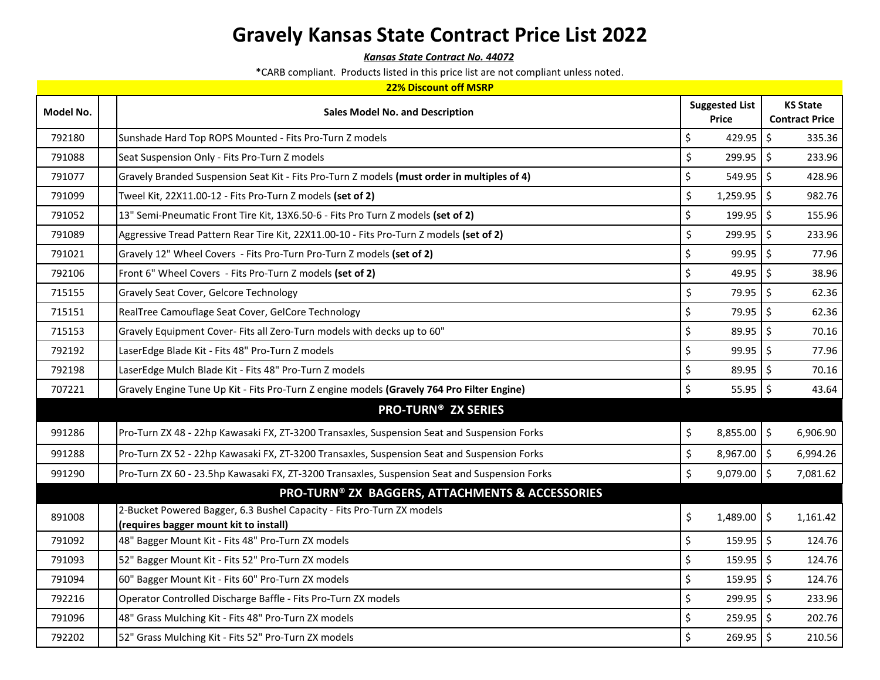# Gravely Kansas State Contract Price List 2022

***Kansas State Contract No. 44072***

*CARB compliant. Products listed in this price list are not compliant unless noted.

**22% Discount off MSRP**

| Model No. | | Sales Model No. and Description | Suggested List Price | KS State Contract Price |
|---|---|---|---|---|
| 792180 | | Sunshade Hard Top ROPS Mounted - Fits Pro-Turn Z models | $ 429.95 | $ 335.36 |
| 791088 | | Seat Suspension Only - Fits Pro-Turn Z models | $ 299.95 | $ 233.96 |
| 791077 | | Gravely Branded Suspension Seat Kit - Fits Pro-Turn Z models **(must order in multiples of 4)** | $ 549.95 | $ 428.96 |
| 791099 | | Tweel Kit, 22X11.00-12 - Fits Pro-Turn Z models **(set of 2)** | $ 1,259.95 | $ 982.76 |
| 791052 | | 13" Semi-Pneumatic Front Tire Kit, 13X6.50-6 - Fits Pro Turn Z models **(set of 2)** | $ 199.95 | $ 155.96 |
| 791089 | | Aggressive Tread Pattern Rear Tire Kit, 22X11.00-10 - Fits Pro-Turn Z models **(set of 2)** | $ 299.95 | $ 233.96 |
| 791021 | | Gravely 12" Wheel Covers - Fits Pro-Turn Pro-Turn Z models **(set of 2)** | $ 99.95 | $ 77.96 |
| 792106 | | Front 6" Wheel Covers - Fits Pro-Turn Z models **(set of 2)** | $ 49.95 | $ 38.96 |
| 715155 | | Gravely Seat Cover, Gelcore Technology | $ 79.95 | $ 62.36 |
| 715151 | | RealTree Camouflage Seat Cover, GelCore Technology | $ 79.95 | $ 62.36 |
| 715153 | | Gravely Equipment Cover- Fits all Zero-Turn models with decks up to 60" | $ 89.95 | $ 70.16 |
| 792192 | | LaserEdge Blade Kit - Fits 48" Pro-Turn Z models | $ 99.95 | $ 77.96 |
| 792198 | | LaserEdge Mulch Blade Kit - Fits 48" Pro-Turn Z models | $ 89.95 | $ 70.16 |
| 707221 | | Gravely Engine Tune Up Kit - Fits Pro-Turn Z engine models **(Gravely 764 Pro Filter Engine)** | $ 55.95 | $ 43.64 |
| **PRO-TURN® ZX SERIES** | | | | |
| 991286 | | Pro-Turn ZX 48 - 22hp Kawasaki FX, ZT-3200 Transaxles, Suspension Seat and Suspension Forks | $ 8,855.00 | $ 6,906.90 |
| 991288 | | Pro-Turn ZX 52 - 22hp Kawasaki FX, ZT-3200 Transaxles, Suspension Seat and Suspension Forks | $ 8,967.00 | $ 6,994.26 |
| 991290 | | Pro-Turn ZX 60 - 23.5hp Kawasaki FX, ZT-3200 Transaxles, Suspension Seat and Suspension Forks | $ 9,079.00 | $ 7,081.62 |
| **PRO-TURN® ZX BAGGERS, ATTACHMENTS & ACCESSORIES** | | | | |
| 891008 | | 2-Bucket Powered Bagger, 6.3 Bushel Capacity - Fits Pro-Turn ZX models **(requires bagger mount kit to install)** | $ 1,489.00 | $ 1,161.42 |
| 791092 | | 48" Bagger Mount Kit - Fits 48" Pro-Turn ZX models | $ 159.95 | $ 124.76 |
| 791093 | | 52" Bagger Mount Kit - Fits 52" Pro-Turn ZX models | $ 159.95 | $ 124.76 |
| 791094 | | 60" Bagger Mount Kit - Fits 60" Pro-Turn ZX models | $ 159.95 | $ 124.76 |
| 792216 | | Operator Controlled Discharge Baffle - Fits Pro-Turn ZX models | $ 299.95 | $ 233.96 |
| 791096 | | 48" Grass Mulching Kit - Fits 48" Pro-Turn ZX models | $ 259.95 | $ 202.76 |
| 792202 | | 52" Grass Mulching Kit - Fits 52" Pro-Turn ZX models | $ 269.95 | $ 210.56 |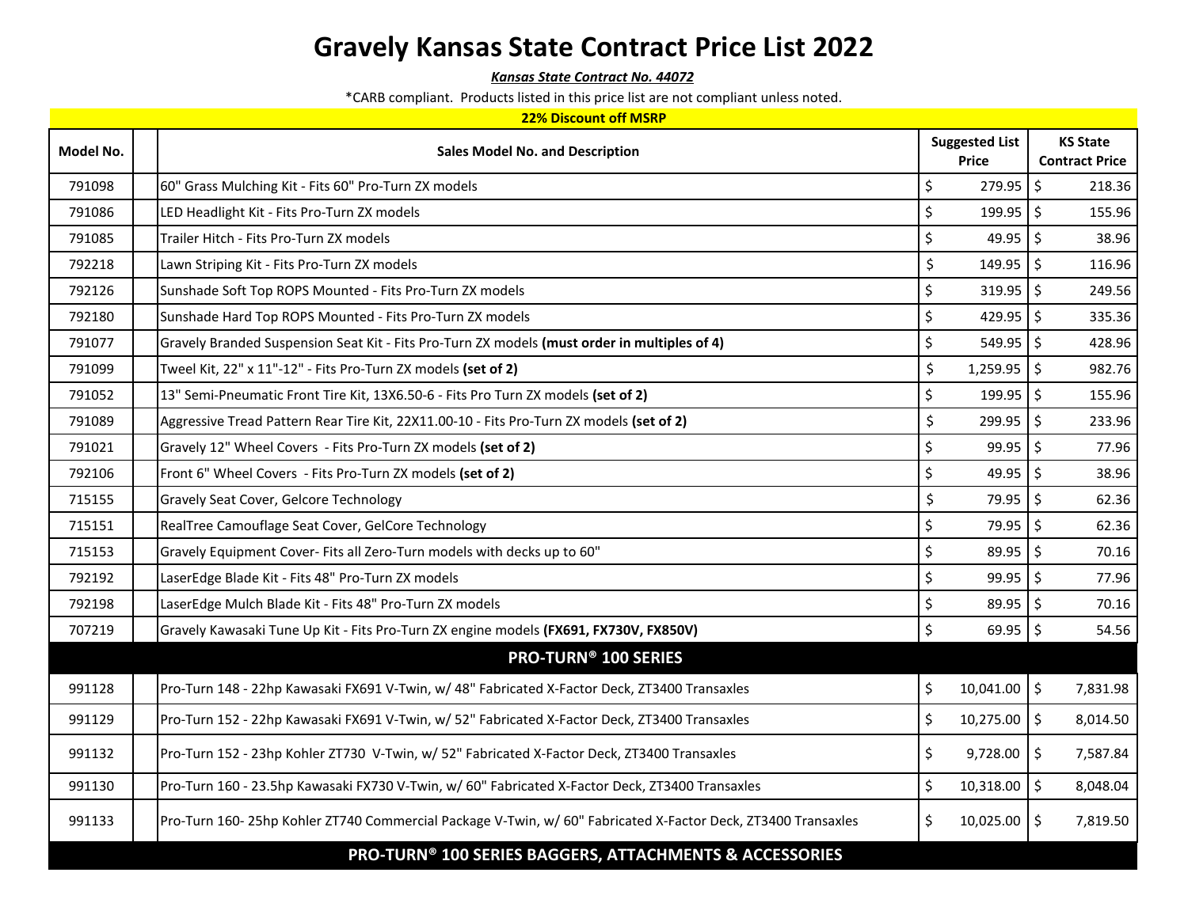# Gravely Kansas State Contract Price List 2022

***Kansas State Contract No. 44072***

*CARB compliant. Products listed in this price list are not compliant unless noted.

**22% Discount off MSRP**

| Model No. | | Sales Model No. and Description | Suggested List Price | KS State Contract Price |
|---|---|---|---|---|
| 791098 | | 60" Grass Mulching Kit - Fits 60" Pro-Turn ZX models | $ 279.95 | $ 218.36 |
| 791086 | | LED Headlight Kit - Fits Pro-Turn ZX models | $ 199.95 | $ 155.96 |
| 791085 | | Trailer Hitch - Fits Pro-Turn ZX models | $ 49.95 | $ 38.96 |
| 792218 | | Lawn Striping Kit - Fits Pro-Turn ZX models | $ 149.95 | $ 116.96 |
| 792126 | | Sunshade Soft Top ROPS Mounted - Fits Pro-Turn ZX models | $ 319.95 | $ 249.56 |
| 792180 | | Sunshade Hard Top ROPS Mounted - Fits Pro-Turn ZX models | $ 429.95 | $ 335.36 |
| 791077 | | Gravely Branded Suspension Seat Kit - Fits Pro-Turn ZX models **(must order in multiples of 4)** | $ 549.95 | $ 428.96 |
| 791099 | | Tweel Kit, 22" x 11"-12" - Fits Pro-Turn ZX models **(set of 2)** | $ 1,259.95 | $ 982.76 |
| 791052 | | 13" Semi-Pneumatic Front Tire Kit, 13X6.50-6 - Fits Pro Turn ZX models **(set of 2)** | $ 199.95 | $ 155.96 |
| 791089 | | Aggressive Tread Pattern Rear Tire Kit, 22X11.00-10 - Fits Pro-Turn ZX models **(set of 2)** | $ 299.95 | $ 233.96 |
| 791021 | | Gravely 12" Wheel Covers - Fits Pro-Turn ZX models **(set of 2)** | $ 99.95 | $ 77.96 |
| 792106 | | Front 6" Wheel Covers - Fits Pro-Turn ZX models **(set of 2)** | $ 49.95 | $ 38.96 |
| 715155 | | Gravely Seat Cover, Gelcore Technology | $ 79.95 | $ 62.36 |
| 715151 | | RealTree Camouflage Seat Cover, GelCore Technology | $ 79.95 | $ 62.36 |
| 715153 | | Gravely Equipment Cover- Fits all Zero-Turn models with decks up to 60" | $ 89.95 | $ 70.16 |
| 792192 | | LaserEdge Blade Kit - Fits 48" Pro-Turn ZX models | $ 99.95 | $ 77.96 |
| 792198 | | LaserEdge Mulch Blade Kit - Fits 48" Pro-Turn ZX models | $ 89.95 | $ 70.16 |
| 707219 | | Gravely Kawasaki Tune Up Kit - Fits Pro-Turn ZX engine models **(FX691, FX730V, FX850V)** | $ 69.95 | $ 54.56 |
| **PRO-TURN® 100 SERIES** | | | | |
| 991128 | | Pro-Turn 148 - 22hp Kawasaki FX691 V-Twin, w/ 48" Fabricated X-Factor Deck, ZT3400 Transaxles | $ 10,041.00 | $ 7,831.98 |
| 991129 | | Pro-Turn 152 - 22hp Kawasaki FX691 V-Twin, w/ 52" Fabricated X-Factor Deck, ZT3400 Transaxles | $ 10,275.00 | $ 8,014.50 |
| 991132 | | Pro-Turn 152 - 23hp Kohler ZT730 V-Twin, w/ 52" Fabricated X-Factor Deck, ZT3400 Transaxles | $ 9,728.00 | $ 7,587.84 |
| 991130 | | Pro-Turn 160 - 23.5hp Kawasaki FX730 V-Twin, w/ 60" Fabricated X-Factor Deck, ZT3400 Transaxles | $ 10,318.00 | $ 8,048.04 |
| 991133 | | Pro-Turn 160- 25hp Kohler ZT740 Commercial Package V-Twin, w/ 60" Fabricated X-Factor Deck, ZT3400 Transaxles | $ 10,025.00 | $ 7,819.50 |
| **PRO-TURN® 100 SERIES BAGGERS, ATTACHMENTS & ACCESSORIES** | | | | |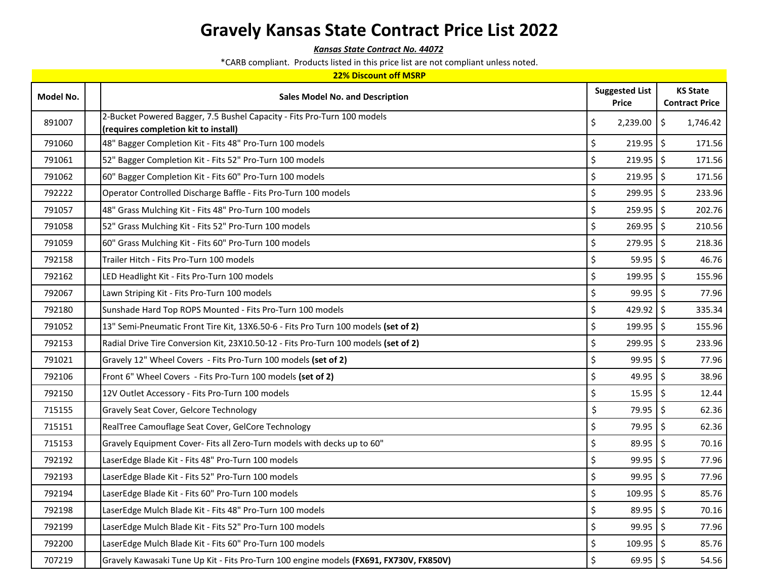# Gravely Kansas State Contract Price List 2022

***Kansas State Contract No. 44072***

*CARB compliant. Products listed in this price list are not compliant unless noted.

**22% Discount off MSRP**

| Model No. | | Sales Model No. and Description | Suggested List Price | KS State Contract Price |
|---|---|---|---|---|
| 891007 | | 2-Bucket Powered Bagger, 7.5 Bushel Capacity - Fits Pro-Turn 100 models **(requires completion kit to install)** | $ 2,239.00 | $ 1,746.42 |
| 791060 | | 48" Bagger Completion Kit - Fits 48" Pro-Turn 100 models | $ 219.95 | $ 171.56 |
| 791061 | | 52" Bagger Completion Kit - Fits 52" Pro-Turn 100 models | $ 219.95 | $ 171.56 |
| 791062 | | 60" Bagger Completion Kit - Fits 60" Pro-Turn 100 models | $ 219.95 | $ 171.56 |
| 792222 | | Operator Controlled Discharge Baffle - Fits Pro-Turn 100 models | $ 299.95 | $ 233.96 |
| 791057 | | 48" Grass Mulching Kit - Fits 48" Pro-Turn 100 models | $ 259.95 | $ 202.76 |
| 791058 | | 52" Grass Mulching Kit - Fits 52" Pro-Turn 100 models | $ 269.95 | $ 210.56 |
| 791059 | | 60" Grass Mulching Kit - Fits 60" Pro-Turn 100 models | $ 279.95 | $ 218.36 |
| 792158 | | Trailer Hitch - Fits Pro-Turn 100 models | $ 59.95 | $ 46.76 |
| 792162 | | LED Headlight Kit - Fits Pro-Turn 100 models | $ 199.95 | $ 155.96 |
| 792067 | | Lawn Striping Kit - Fits Pro-Turn 100 models | $ 99.95 | $ 77.96 |
| 792180 | | Sunshade Hard Top ROPS Mounted - Fits Pro-Turn 100 models | $ 429.92 | $ 335.34 |
| 791052 | | 13" Semi-Pneumatic Front Tire Kit, 13X6.50-6 - Fits Pro Turn 100 models **(set of 2)** | $ 199.95 | $ 155.96 |
| 792153 | | Radial Drive Tire Conversion Kit, 23X10.50-12 - Fits Pro-Turn 100 models **(set of 2)** | $ 299.95 | $ 233.96 |
| 791021 | | Gravely 12" Wheel Covers - Fits Pro-Turn 100 models **(set of 2)** | $ 99.95 | $ 77.96 |
| 792106 | | Front 6" Wheel Covers - Fits Pro-Turn 100 models **(set of 2)** | $ 49.95 | $ 38.96 |
| 792150 | | 12V Outlet Accessory - Fits Pro-Turn 100 models | $ 15.95 | $ 12.44 |
| 715155 | | Gravely Seat Cover, Gelcore Technology | $ 79.95 | $ 62.36 |
| 715151 | | RealTree Camouflage Seat Cover, GelCore Technology | $ 79.95 | $ 62.36 |
| 715153 | | Gravely Equipment Cover- Fits all Zero-Turn models with decks up to 60" | $ 89.95 | $ 70.16 |
| 792192 | | LaserEdge Blade Kit - Fits 48" Pro-Turn 100 models | $ 99.95 | $ 77.96 |
| 792193 | | LaserEdge Blade Kit - Fits 52" Pro-Turn 100 models | $ 99.95 | $ 77.96 |
| 792194 | | LaserEdge Blade Kit - Fits 60" Pro-Turn 100 models | $ 109.95 | $ 85.76 |
| 792198 | | LaserEdge Mulch Blade Kit - Fits 48" Pro-Turn 100 models | $ 89.95 | $ 70.16 |
| 792199 | | LaserEdge Mulch Blade Kit - Fits 52" Pro-Turn 100 models | $ 99.95 | $ 77.96 |
| 792200 | | LaserEdge Mulch Blade Kit - Fits 60" Pro-Turn 100 models | $ 109.95 | $ 85.76 |
| 707219 | | Gravely Kawasaki Tune Up Kit - Fits Pro-Turn 100 engine models **(FX691, FX730V, FX850V)** | $ 69.95 | $ 54.56 |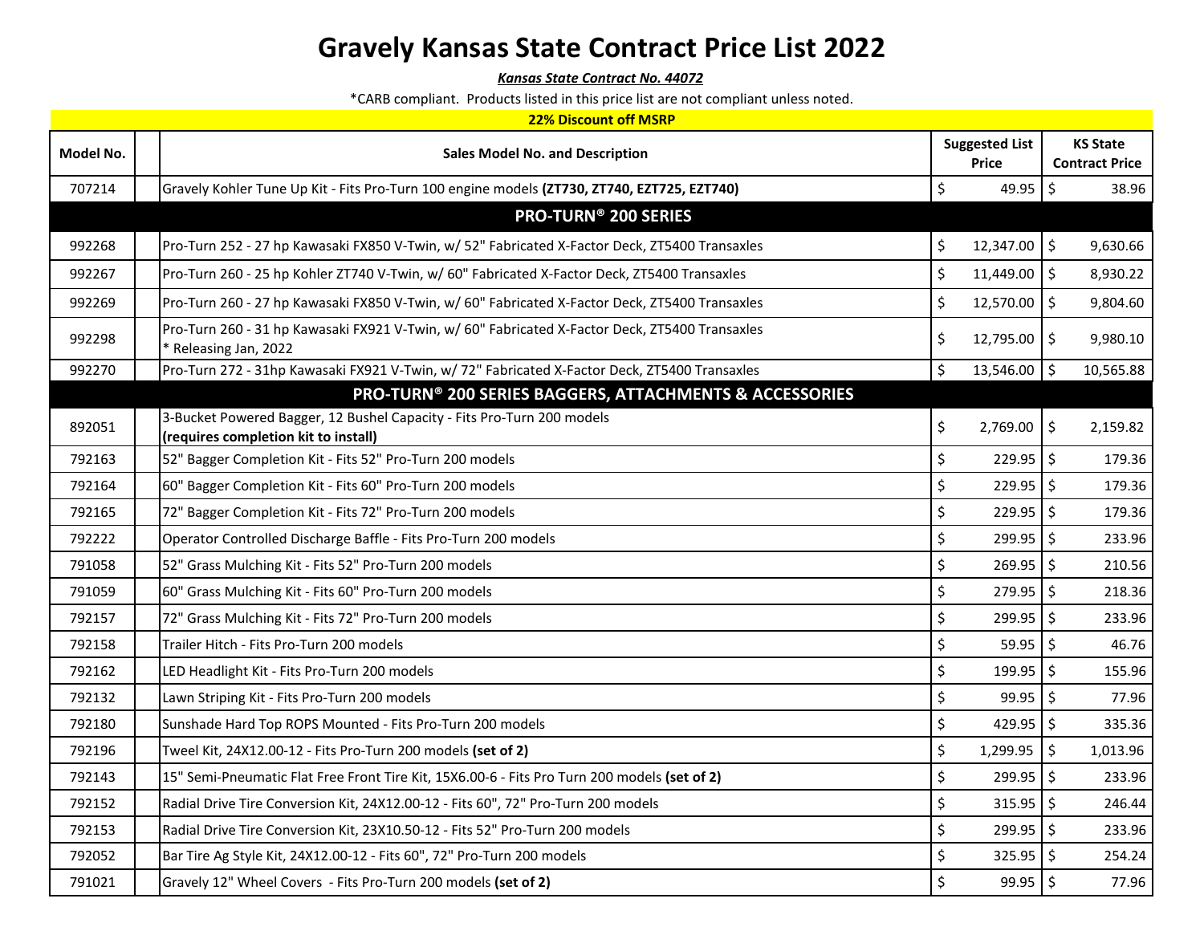# Gravely Kansas State Contract Price List 2022

***Kansas State Contract No. 44072***

*CARB compliant. Products listed in this price list are not compliant unless noted.

**22% Discount off MSRP**

| Model No. | | Sales Model No. and Description | Suggested List Price | KS State Contract Price |
|---|---|---|---|---|
| 707214 | | Gravely Kohler Tune Up Kit - Fits Pro-Turn 100 engine models **(ZT730, ZT740, EZT725, EZT740)** | $ 49.95 | $ 38.96 |
| | | **PRO-TURN® 200 SERIES** | | |
| 992268 | | Pro-Turn 252 - 27 hp Kawasaki FX850 V-Twin, w/ 52" Fabricated X-Factor Deck, ZT5400 Transaxles | $ 12,347.00 | $ 9,630.66 |
| 992267 | | Pro-Turn 260 - 25 hp Kohler ZT740 V-Twin, w/ 60" Fabricated X-Factor Deck, ZT5400 Transaxles | $ 11,449.00 | $ 8,930.22 |
| 992269 | | Pro-Turn 260 - 27 hp Kawasaki FX850 V-Twin, w/ 60" Fabricated X-Factor Deck, ZT5400 Transaxles | $ 12,570.00 | $ 9,804.60 |
| 992298 | | Pro-Turn 260 - 31 hp Kawasaki FX921 V-Twin, w/ 60" Fabricated X-Factor Deck, ZT5400 Transaxles * Releasing Jan, 2022 | $ 12,795.00 | $ 9,980.10 |
| 992270 | | Pro-Turn 272 - 31hp Kawasaki FX921 V-Twin, w/ 72" Fabricated X-Factor Deck, ZT5400 Transaxles | $ 13,546.00 | $ 10,565.88 |
| | | **PRO-TURN® 200 SERIES BAGGERS, ATTACHMENTS & ACCESSORIES** | | |
| 892051 | | 3-Bucket Powered Bagger, 12 Bushel Capacity - Fits Pro-Turn 200 models **(requires completion kit to install)** | $ 2,769.00 | $ 2,159.82 |
| 792163 | | 52" Bagger Completion Kit - Fits 52" Pro-Turn 200 models | $ 229.95 | $ 179.36 |
| 792164 | | 60" Bagger Completion Kit - Fits 60" Pro-Turn 200 models | $ 229.95 | $ 179.36 |
| 792165 | | 72" Bagger Completion Kit - Fits 72" Pro-Turn 200 models | $ 229.95 | $ 179.36 |
| 792222 | | Operator Controlled Discharge Baffle - Fits Pro-Turn 200 models | $ 299.95 | $ 233.96 |
| 791058 | | 52" Grass Mulching Kit - Fits 52" Pro-Turn 200 models | $ 269.95 | $ 210.56 |
| 791059 | | 60" Grass Mulching Kit - Fits 60" Pro-Turn 200 models | $ 279.95 | $ 218.36 |
| 792157 | | 72" Grass Mulching Kit - Fits 72" Pro-Turn 200 models | $ 299.95 | $ 233.96 |
| 792158 | | Trailer Hitch - Fits Pro-Turn 200 models | $ 59.95 | $ 46.76 |
| 792162 | | LED Headlight Kit - Fits Pro-Turn 200 models | $ 199.95 | $ 155.96 |
| 792132 | | Lawn Striping Kit - Fits Pro-Turn 200 models | $ 99.95 | $ 77.96 |
| 792180 | | Sunshade Hard Top ROPS Mounted - Fits Pro-Turn 200 models | $ 429.95 | $ 335.36 |
| 792196 | | Tweel Kit, 24X12.00-12 - Fits Pro-Turn 200 models **(set of 2)** | $ 1,299.95 | $ 1,013.96 |
| 792143 | | 15" Semi-Pneumatic Flat Free Front Tire Kit, 15X6.00-6 - Fits Pro Turn 200 models **(set of 2)** | $ 299.95 | $ 233.96 |
| 792152 | | Radial Drive Tire Conversion Kit, 24X12.00-12 - Fits 60", 72" Pro-Turn 200 models | $ 315.95 | $ 246.44 |
| 792153 | | Radial Drive Tire Conversion Kit, 23X10.50-12 - Fits 52" Pro-Turn 200 models | $ 299.95 | $ 233.96 |
| 792052 | | Bar Tire Ag Style Kit, 24X12.00-12 - Fits 60", 72" Pro-Turn 200 models | $ 325.95 | $ 254.24 |
| 791021 | | Gravely 12" Wheel Covers - Fits Pro-Turn 200 models **(set of 2)** | $ 99.95 | $ 77.96 |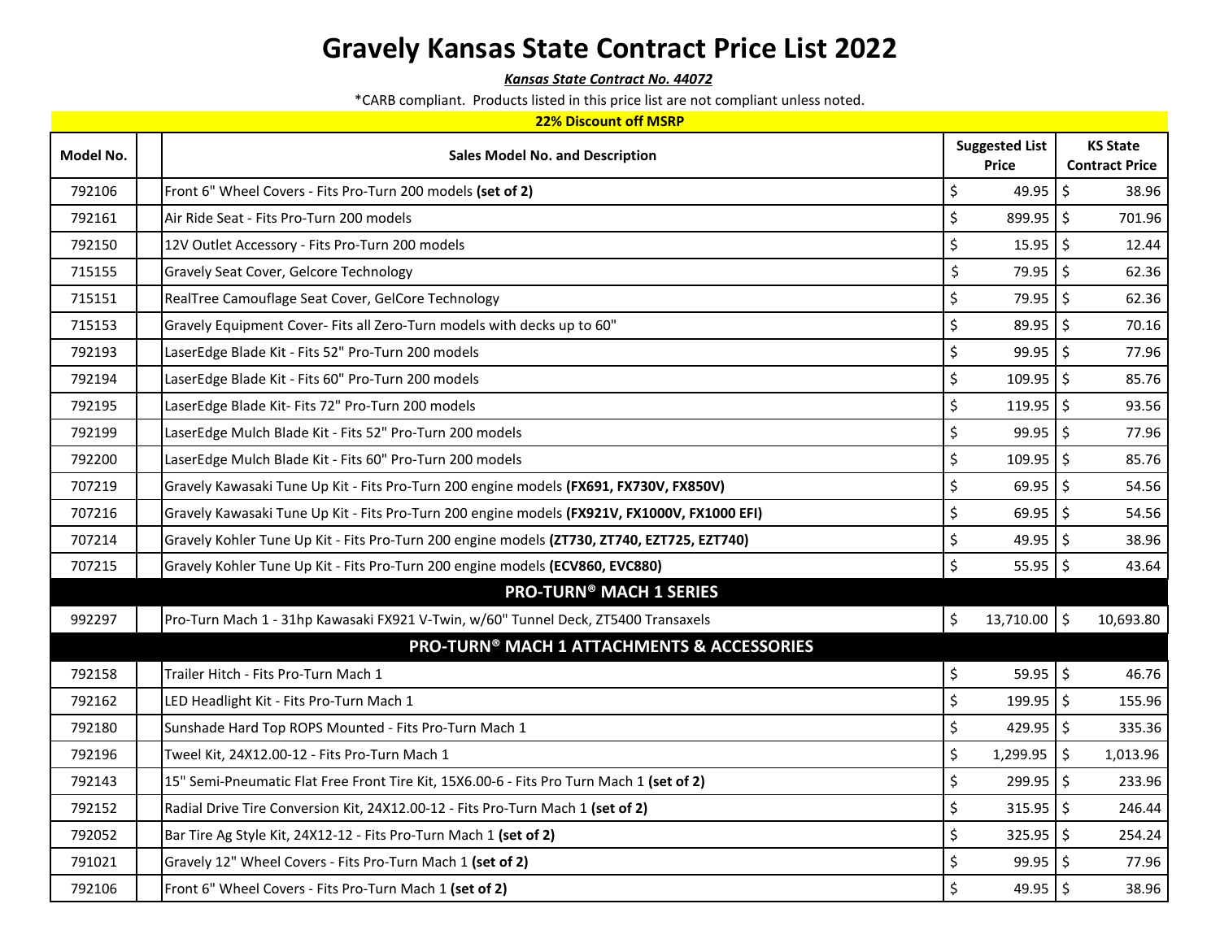# Gravely Kansas State Contract Price List 2022

***Kansas State Contract No. 44072***

*CARB compliant. Products listed in this price list are not compliant unless noted.

**22% Discount off MSRP**

| Model No. | | Sales Model No. and Description | Suggested List Price | KS State Contract Price |
|---|---|---|---|---|
| 792106 | | Front 6" Wheel Covers - Fits Pro-Turn 200 models **(set of 2)** | $ 49.95 | $ 38.96 |
| 792161 | | Air Ride Seat - Fits Pro-Turn 200 models | $ 899.95 | $ 701.96 |
| 792150 | | 12V Outlet Accessory - Fits Pro-Turn 200 models | $ 15.95 | $ 12.44 |
| 715155 | | Gravely Seat Cover, Gelcore Technology | $ 79.95 | $ 62.36 |
| 715151 | | RealTree Camouflage Seat Cover, GelCore Technology | $ 79.95 | $ 62.36 |
| 715153 | | Gravely Equipment Cover- Fits all Zero-Turn models with decks up to 60" | $ 89.95 | $ 70.16 |
| 792193 | | LaserEdge Blade Kit - Fits 52" Pro-Turn 200 models | $ 99.95 | $ 77.96 |
| 792194 | | LaserEdge Blade Kit - Fits 60" Pro-Turn 200 models | $ 109.95 | $ 85.76 |
| 792195 | | LaserEdge Blade Kit- Fits 72" Pro-Turn 200 models | $ 119.95 | $ 93.56 |
| 792199 | | LaserEdge Mulch Blade Kit - Fits 52" Pro-Turn 200 models | $ 99.95 | $ 77.96 |
| 792200 | | LaserEdge Mulch Blade Kit - Fits 60" Pro-Turn 200 models | $ 109.95 | $ 85.76 |
| 707219 | | Gravely Kawasaki Tune Up Kit - Fits Pro-Turn 200 engine models **(FX691, FX730V, FX850V)** | $ 69.95 | $ 54.56 |
| 707216 | | Gravely Kawasaki Tune Up Kit - Fits Pro-Turn 200 engine models **(FX921V, FX1000V, FX1000 EFI)** | $ 69.95 | $ 54.56 |
| 707214 | | Gravely Kohler Tune Up Kit - Fits Pro-Turn 200 engine models **(ZT730, ZT740, EZT725, EZT740)** | $ 49.95 | $ 38.96 |
| 707215 | | Gravely Kohler Tune Up Kit - Fits Pro-Turn 200 engine models **(ECV860, EVC880)** | $ 55.95 | $ 43.64 |
| | | **PRO-TURN® MACH 1 SERIES** | | |
| 992297 | | Pro-Turn Mach 1 - 31hp Kawasaki FX921 V-Twin, w/60" Tunnel Deck, ZT5400 Transaxels | $ 13,710.00 | $ 10,693.80 |
| | | **PRO-TURN® MACH 1 ATTACHMENTS & ACCESSORIES** | | |
| 792158 | | Trailer Hitch - Fits Pro-Turn Mach 1 | $ 59.95 | $ 46.76 |
| 792162 | | LED Headlight Kit - Fits Pro-Turn Mach 1 | $ 199.95 | $ 155.96 |
| 792180 | | Sunshade Hard Top ROPS Mounted - Fits Pro-Turn Mach 1 | $ 429.95 | $ 335.36 |
| 792196 | | Tweel Kit, 24X12.00-12 - Fits Pro-Turn Mach 1 | $ 1,299.95 | $ 1,013.96 |
| 792143 | | 15" Semi-Pneumatic Flat Free Front Tire Kit, 15X6.00-6 - Fits Pro Turn Mach 1 **(set of 2)** | $ 299.95 | $ 233.96 |
| 792152 | | Radial Drive Tire Conversion Kit, 24X12.00-12 - Fits Pro-Turn Mach 1 **(set of 2)** | $ 315.95 | $ 246.44 |
| 792052 | | Bar Tire Ag Style Kit, 24X12-12 - Fits Pro-Turn Mach 1 **(set of 2)** | $ 325.95 | $ 254.24 |
| 791021 | | Gravely 12" Wheel Covers - Fits Pro-Turn Mach 1 **(set of 2)** | $ 99.95 | $ 77.96 |
| 792106 | | Front 6" Wheel Covers - Fits Pro-Turn Mach 1 **(set of 2)** | $ 49.95 | $ 38.96 |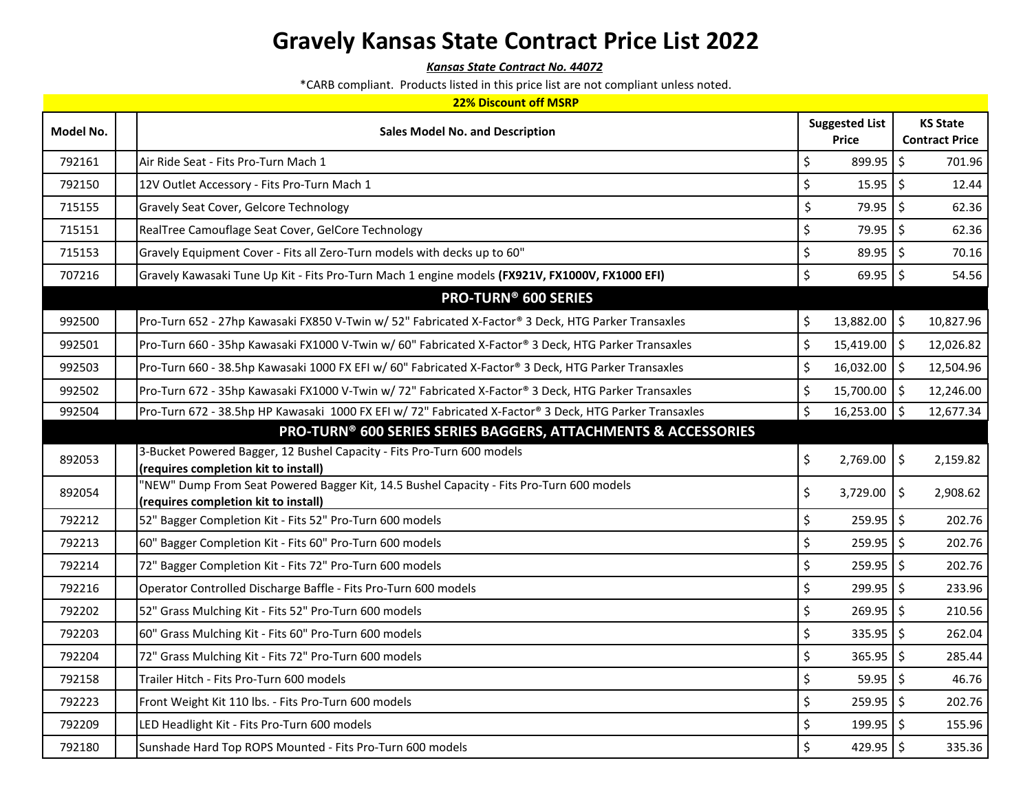# Gravely Kansas State Contract Price List 2022

***Kansas State Contract No. 44072***

*CARB compliant. Products listed in this price list are not compliant unless noted.

**22% Discount off MSRP**

| Model No. | | Sales Model No. and Description | Suggested List Price | KS State Contract Price |
|---|---|---|---|---|
| 792161 | | Air Ride Seat - Fits Pro-Turn Mach 1 | $ 899.95 | $ 701.96 |
| 792150 | | 12V Outlet Accessory - Fits Pro-Turn Mach 1 | $ 15.95 | $ 12.44 |
| 715155 | | Gravely Seat Cover, Gelcore Technology | $ 79.95 | $ 62.36 |
| 715151 | | RealTree Camouflage Seat Cover, GelCore Technology | $ 79.95 | $ 62.36 |
| 715153 | | Gravely Equipment Cover - Fits all Zero-Turn models with decks up to 60" | $ 89.95 | $ 70.16 |
| 707216 | | Gravely Kawasaki Tune Up Kit - Fits Pro-Turn Mach 1 engine models **(FX921V, FX1000V, FX1000 EFI)** | $ 69.95 | $ 54.56 |
| | | **PRO-TURN® 600 SERIES** | | |
| 992500 | | Pro-Turn 652 - 27hp Kawasaki FX850 V-Twin w/ 52" Fabricated X-Factor® 3 Deck, HTG Parker Transaxles | $ 13,882.00 | $ 10,827.96 |
| 992501 | | Pro-Turn 660 - 35hp Kawasaki FX1000 V-Twin w/ 60" Fabricated X-Factor® 3 Deck, HTG Parker Transaxles | $ 15,419.00 | $ 12,026.82 |
| 992503 | | Pro-Turn 660 - 38.5hp Kawasaki 1000 FX EFI w/ 60" Fabricated X-Factor® 3 Deck, HTG Parker Transaxles | $ 16,032.00 | $ 12,504.96 |
| 992502 | | Pro-Turn 672 - 35hp Kawasaki FX1000 V-Twin w/ 72" Fabricated X-Factor® 3 Deck, HTG Parker Transaxles | $ 15,700.00 | $ 12,246.00 |
| 992504 | | Pro-Turn 672 - 38.5hp HP Kawasaki 1000 FX EFI w/ 72" Fabricated X-Factor® 3 Deck, HTG Parker Transaxles | $ 16,253.00 | $ 12,677.34 |
| | | **PRO-TURN® 600 SERIES SERIES BAGGERS, ATTACHMENTS & ACCESSORIES** | | |
| 892053 | | 3-Bucket Powered Bagger, 12 Bushel Capacity - Fits Pro-Turn 600 models **(requires completion kit to install)** | $ 2,769.00 | $ 2,159.82 |
| 892054 | | "NEW" Dump From Seat Powered Bagger Kit, 14.5 Bushel Capacity - Fits Pro-Turn 600 models **(requires completion kit to install)** | $ 3,729.00 | $ 2,908.62 |
| 792212 | | 52" Bagger Completion Kit - Fits 52" Pro-Turn 600 models | $ 259.95 | $ 202.76 |
| 792213 | | 60" Bagger Completion Kit - Fits 60" Pro-Turn 600 models | $ 259.95 | $ 202.76 |
| 792214 | | 72" Bagger Completion Kit - Fits 72" Pro-Turn 600 models | $ 259.95 | $ 202.76 |
| 792216 | | Operator Controlled Discharge Baffle - Fits Pro-Turn 600 models | $ 299.95 | $ 233.96 |
| 792202 | | 52" Grass Mulching Kit - Fits 52" Pro-Turn 600 models | $ 269.95 | $ 210.56 |
| 792203 | | 60" Grass Mulching Kit - Fits 60" Pro-Turn 600 models | $ 335.95 | $ 262.04 |
| 792204 | | 72" Grass Mulching Kit - Fits 72" Pro-Turn 600 models | $ 365.95 | $ 285.44 |
| 792158 | | Trailer Hitch - Fits Pro-Turn 600 models | $ 59.95 | $ 46.76 |
| 792223 | | Front Weight Kit 110 lbs. - Fits Pro-Turn 600 models | $ 259.95 | $ 202.76 |
| 792209 | | LED Headlight Kit - Fits Pro-Turn 600 models | $ 199.95 | $ 155.96 |
| 792180 | | Sunshade Hard Top ROPS Mounted - Fits Pro-Turn 600 models | $ 429.95 | $ 335.36 |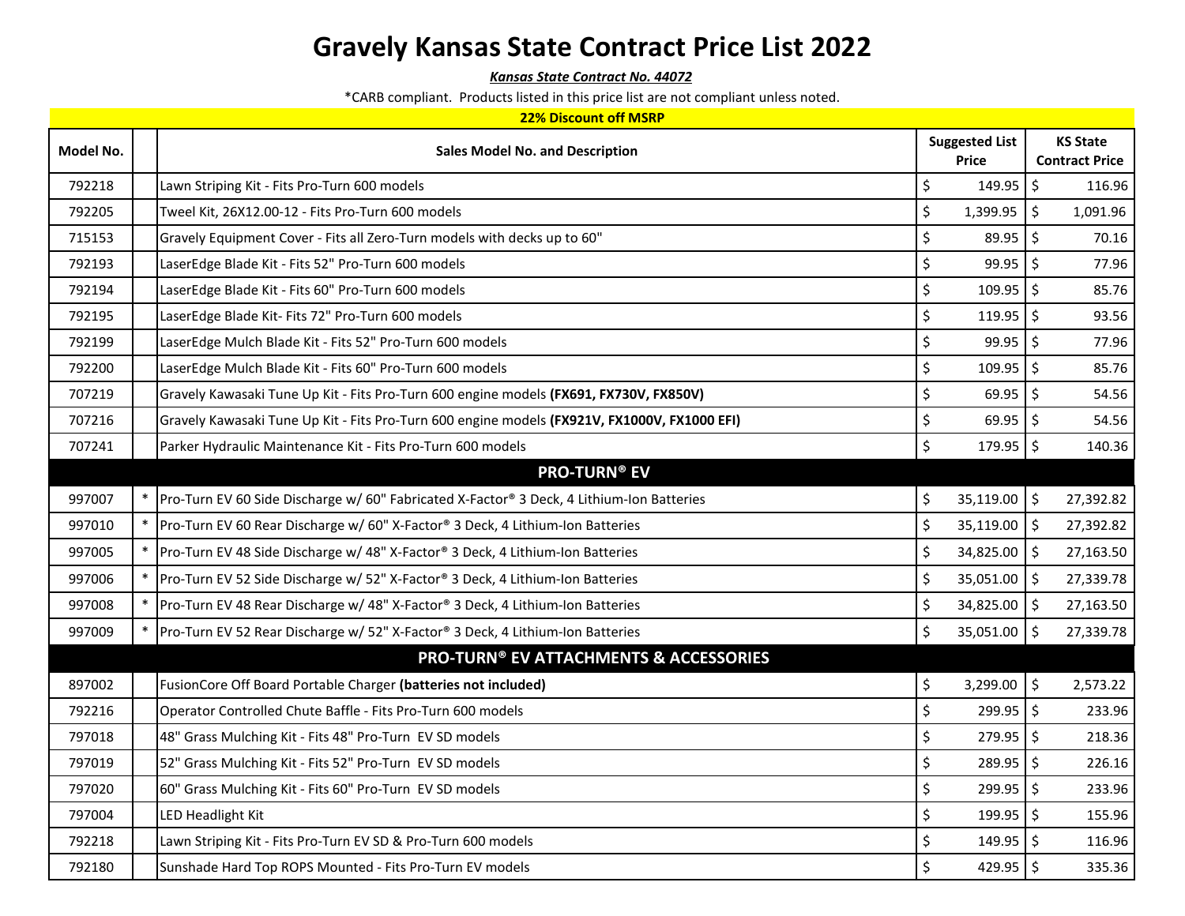# Gravely Kansas State Contract Price List 2022

***Kansas State Contract No. 44072***

*CARB compliant. Products listed in this price list are not compliant unless noted.

**22% Discount off MSRP**

| Model No. | | Sales Model No. and Description | Suggested List Price | KS State Contract Price |
|---|---|---|---|---|
| 792218 | | Lawn Striping Kit - Fits Pro-Turn 600 models | $ 149.95 | $ 116.96 |
| 792205 | | Tweel Kit, 26X12.00-12 - Fits Pro-Turn 600 models | $ 1,399.95 | $ 1,091.96 |
| 715153 | | Gravely Equipment Cover - Fits all Zero-Turn models with decks up to 60" | $ 89.95 | $ 70.16 |
| 792193 | | LaserEdge Blade Kit - Fits 52" Pro-Turn 600 models | $ 99.95 | $ 77.96 |
| 792194 | | LaserEdge Blade Kit - Fits 60" Pro-Turn 600 models | $ 109.95 | $ 85.76 |
| 792195 | | LaserEdge Blade Kit- Fits 72" Pro-Turn 600 models | $ 119.95 | $ 93.56 |
| 792199 | | LaserEdge Mulch Blade Kit - Fits 52" Pro-Turn 600 models | $ 99.95 | $ 77.96 |
| 792200 | | LaserEdge Mulch Blade Kit - Fits 60" Pro-Turn 600 models | $ 109.95 | $ 85.76 |
| 707219 | | Gravely Kawasaki Tune Up Kit - Fits Pro-Turn 600 engine models **(FX691, FX730V, FX850V)** | $ 69.95 | $ 54.56 |
| 707216 | | Gravely Kawasaki Tune Up Kit - Fits Pro-Turn 600 engine models **(FX921V, FX1000V, FX1000 EFI)** | $ 69.95 | $ 54.56 |
| 707241 | | Parker Hydraulic Maintenance Kit - Fits Pro-Turn 600 models | $ 179.95 | $ 140.36 |
| **PRO-TURN® EV** | | | | |
| 997007 | * | Pro-Turn EV 60 Side Discharge w/ 60" Fabricated X-Factor® 3 Deck, 4 Lithium-Ion Batteries | $ 35,119.00 | $ 27,392.82 |
| 997010 | * | Pro-Turn EV 60 Rear Discharge w/ 60" X-Factor® 3 Deck, 4 Lithium-Ion Batteries | $ 35,119.00 | $ 27,392.82 |
| 997005 | * | Pro-Turn EV 48 Side Discharge w/ 48" X-Factor® 3 Deck, 4 Lithium-Ion Batteries | $ 34,825.00 | $ 27,163.50 |
| 997006 | * | Pro-Turn EV 52 Side Discharge w/ 52" X-Factor® 3 Deck, 4 Lithium-Ion Batteries | $ 35,051.00 | $ 27,339.78 |
| 997008 | * | Pro-Turn EV 48 Rear Discharge w/ 48" X-Factor® 3 Deck, 4 Lithium-Ion Batteries | $ 34,825.00 | $ 27,163.50 |
| 997009 | * | Pro-Turn EV 52 Rear Discharge w/ 52" X-Factor® 3 Deck, 4 Lithium-Ion Batteries | $ 35,051.00 | $ 27,339.78 |
| **PRO-TURN® EV ATTACHMENTS & ACCESSORIES** | | | | |
| 897002 | | FusionCore Off Board Portable Charger **(batteries not included)** | $ 3,299.00 | $ 2,573.22 |
| 792216 | | Operator Controlled Chute Baffle - Fits Pro-Turn 600 models | $ 299.95 | $ 233.96 |
| 797018 | | 48" Grass Mulching Kit - Fits 48" Pro-Turn EV SD models | $ 279.95 | $ 218.36 |
| 797019 | | 52" Grass Mulching Kit - Fits 52" Pro-Turn EV SD models | $ 289.95 | $ 226.16 |
| 797020 | | 60" Grass Mulching Kit - Fits 60" Pro-Turn EV SD models | $ 299.95 | $ 233.96 |
| 797004 | | LED Headlight Kit | $ 199.95 | $ 155.96 |
| 792218 | | Lawn Striping Kit - Fits Pro-Turn EV SD & Pro-Turn 600 models | $ 149.95 | $ 116.96 |
| 792180 | | Sunshade Hard Top ROPS Mounted - Fits Pro-Turn EV models | $ 429.95 | $ 335.36 |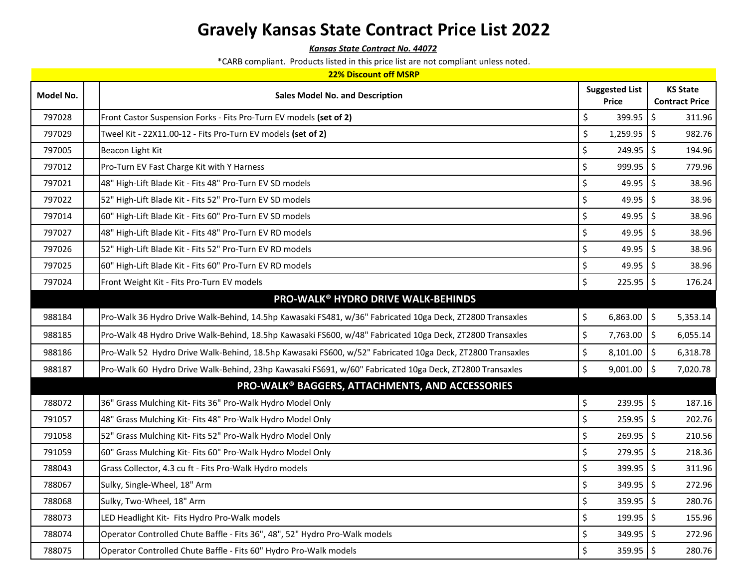# Gravely Kansas State Contract Price List 2022

***Kansas State Contract No. 44072***

*CARB compliant. Products listed in this price list are not compliant unless noted.

**22% Discount off MSRP**

| Model No. | | Sales Model No. and Description | Suggested List Price | KS State Contract Price |
|---|---|---|---|---|
| 797028 | | Front Castor Suspension Forks - Fits Pro-Turn EV models **(set of 2)** | $ 399.95 | $ 311.96 |
| 797029 | | Tweel Kit - 22X11.00-12 - Fits Pro-Turn EV models **(set of 2)** | $ 1,259.95 | $ 982.76 |
| 797005 | | Beacon Light Kit | $ 249.95 | $ 194.96 |
| 797012 | | Pro-Turn EV Fast Charge Kit with Y Harness | $ 999.95 | $ 779.96 |
| 797021 | | 48" High-Lift Blade Kit - Fits 48" Pro-Turn EV SD models | $ 49.95 | $ 38.96 |
| 797022 | | 52" High-Lift Blade Kit - Fits 52" Pro-Turn EV SD models | $ 49.95 | $ 38.96 |
| 797014 | | 60" High-Lift Blade Kit - Fits 60" Pro-Turn EV SD models | $ 49.95 | $ 38.96 |
| 797027 | | 48" High-Lift Blade Kit - Fits 48" Pro-Turn EV RD models | $ 49.95 | $ 38.96 |
| 797026 | | 52" High-Lift Blade Kit - Fits 52" Pro-Turn EV RD models | $ 49.95 | $ 38.96 |
| 797025 | | 60" High-Lift Blade Kit - Fits 60" Pro-Turn EV RD models | $ 49.95 | $ 38.96 |
| 797024 | | Front Weight Kit - Fits Pro-Turn EV models | $ 225.95 | $ 176.24 |
| | | **PRO-WALK® HYDRO DRIVE WALK-BEHINDS** | | |
| 988184 | | Pro-Walk 36 Hydro Drive Walk-Behind, 14.5hp Kawasaki FS481, w/36" Fabricated 10ga Deck, ZT2800 Transaxles | $ 6,863.00 | $ 5,353.14 |
| 988185 | | Pro-Walk 48 Hydro Drive Walk-Behind, 18.5hp Kawasaki FS600, w/48" Fabricated 10ga Deck, ZT2800 Transaxles | $ 7,763.00 | $ 6,055.14 |
| 988186 | | Pro-Walk 52 Hydro Drive Walk-Behind, 18.5hp Kawasaki FS600, w/52" Fabricated 10ga Deck, ZT2800 Transaxles | $ 8,101.00 | $ 6,318.78 |
| 988187 | | Pro-Walk 60 Hydro Drive Walk-Behind, 23hp Kawasaki FS691, w/60" Fabricated 10ga Deck, ZT2800 Transaxles | $ 9,001.00 | $ 7,020.78 |
| | | **PRO-WALK® BAGGERS, ATTACHMENTS, AND ACCESSORIES** | | |
| 788072 | | 36" Grass Mulching Kit- Fits 36" Pro-Walk Hydro Model Only | $ 239.95 | $ 187.16 |
| 791057 | | 48" Grass Mulching Kit- Fits 48" Pro-Walk Hydro Model Only | $ 259.95 | $ 202.76 |
| 791058 | | 52" Grass Mulching Kit- Fits 52" Pro-Walk Hydro Model Only | $ 269.95 | $ 210.56 |
| 791059 | | 60" Grass Mulching Kit- Fits 60" Pro-Walk Hydro Model Only | $ 279.95 | $ 218.36 |
| 788043 | | Grass Collector, 4.3 cu ft - Fits Pro-Walk Hydro models | $ 399.95 | $ 311.96 |
| 788067 | | Sulky, Single-Wheel, 18" Arm | $ 349.95 | $ 272.96 |
| 788068 | | Sulky, Two-Wheel, 18" Arm | $ 359.95 | $ 280.76 |
| 788073 | | LED Headlight Kit- Fits Hydro Pro-Walk models | $ 199.95 | $ 155.96 |
| 788074 | | Operator Controlled Chute Baffle - Fits 36", 48", 52" Hydro Pro-Walk models | $ 349.95 | $ 272.96 |
| 788075 | | Operator Controlled Chute Baffle - Fits 60" Hydro Pro-Walk models | $ 359.95 | $ 280.76 |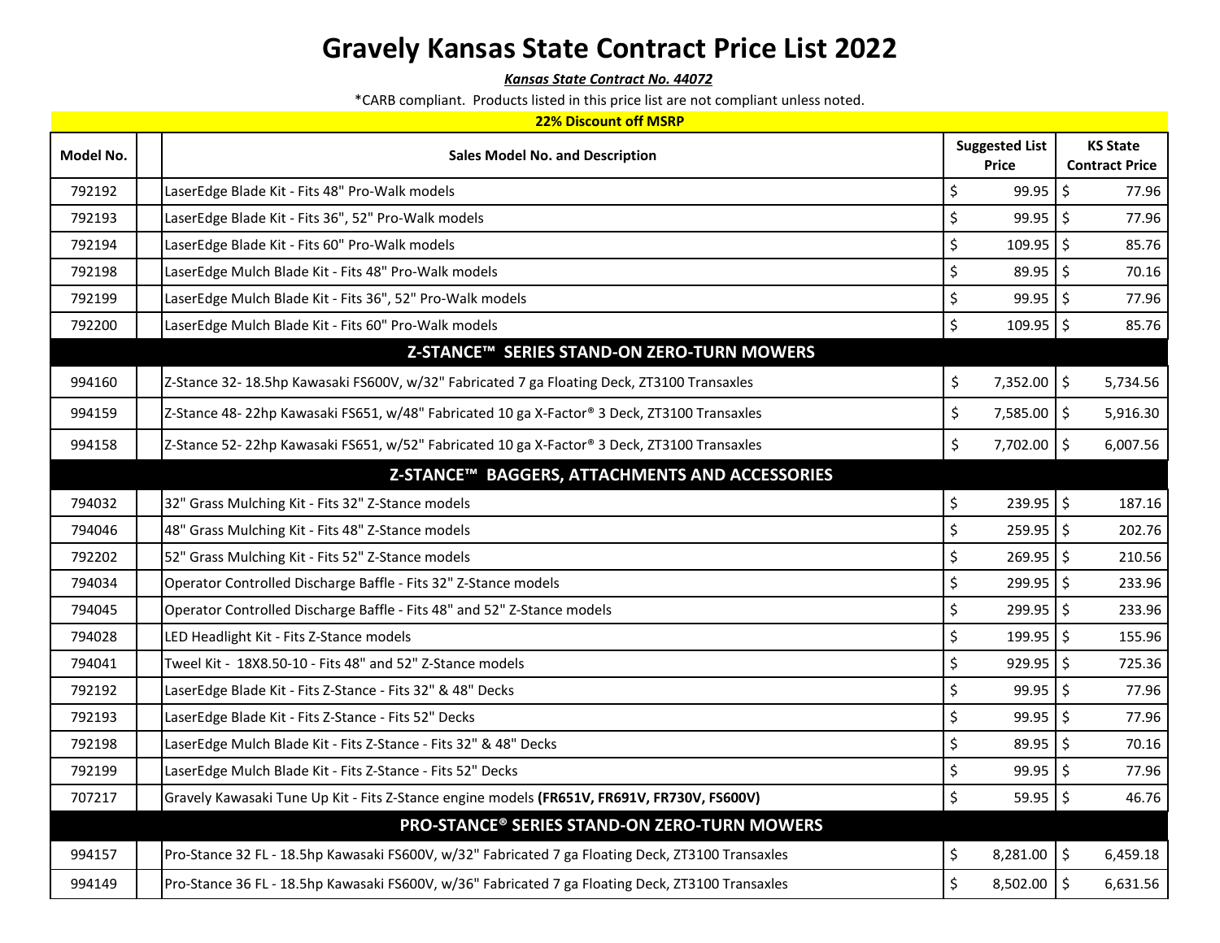# Gravely Kansas State Contract Price List 2022

***Kansas State Contract No. 44072***

*CARB compliant. Products listed in this price list are not compliant unless noted.

**22% Discount off MSRP**

| Model No. | | Sales Model No. and Description | Suggested List Price | KS State Contract Price |
|---|---|---|---|---|
| 792192 | | LaserEdge Blade Kit - Fits 48" Pro-Walk models | $ 99.95 | $ 77.96 |
| 792193 | | LaserEdge Blade Kit - Fits 36", 52" Pro-Walk models | $ 99.95 | $ 77.96 |
| 792194 | | LaserEdge Blade Kit - Fits 60" Pro-Walk models | $ 109.95 | $ 85.76 |
| 792198 | | LaserEdge Mulch Blade Kit - Fits 48" Pro-Walk models | $ 89.95 | $ 70.16 |
| 792199 | | LaserEdge Mulch Blade Kit - Fits 36", 52" Pro-Walk models | $ 99.95 | $ 77.96 |
| 792200 | | LaserEdge Mulch Blade Kit - Fits 60" Pro-Walk models | $ 109.95 | $ 85.76 |
| | | **Z-STANCE™ SERIES STAND-ON ZERO-TURN MOWERS** | | |
| 994160 | | Z-Stance 32- 18.5hp Kawasaki FS600V, w/32" Fabricated 7 ga Floating Deck, ZT3100 Transaxles | $ 7,352.00 | $ 5,734.56 |
| 994159 | | Z-Stance 48- 22hp Kawasaki FS651, w/48" Fabricated 10 ga X-Factor® 3 Deck, ZT3100 Transaxles | $ 7,585.00 | $ 5,916.30 |
| 994158 | | Z-Stance 52- 22hp Kawasaki FS651, w/52" Fabricated 10 ga X-Factor® 3 Deck, ZT3100 Transaxles | $ 7,702.00 | $ 6,007.56 |
| | | **Z-STANCE™ BAGGERS, ATTACHMENTS AND ACCESSORIES** | | |
| 794032 | | 32" Grass Mulching Kit - Fits 32" Z-Stance models | $ 239.95 | $ 187.16 |
| 794046 | | 48" Grass Mulching Kit - Fits 48" Z-Stance models | $ 259.95 | $ 202.76 |
| 792202 | | 52" Grass Mulching Kit - Fits 52" Z-Stance models | $ 269.95 | $ 210.56 |
| 794034 | | Operator Controlled Discharge Baffle - Fits 32" Z-Stance models | $ 299.95 | $ 233.96 |
| 794045 | | Operator Controlled Discharge Baffle - Fits 48" and 52" Z-Stance models | $ 299.95 | $ 233.96 |
| 794028 | | LED Headlight Kit - Fits Z-Stance models | $ 199.95 | $ 155.96 |
| 794041 | | Tweel Kit - 18X8.50-10 - Fits 48" and 52" Z-Stance models | $ 929.95 | $ 725.36 |
| 792192 | | LaserEdge Blade Kit - Fits Z-Stance - Fits 32" & 48" Decks | $ 99.95 | $ 77.96 |
| 792193 | | LaserEdge Blade Kit - Fits Z-Stance - Fits 52" Decks | $ 99.95 | $ 77.96 |
| 792198 | | LaserEdge Mulch Blade Kit - Fits Z-Stance - Fits 32" & 48" Decks | $ 89.95 | $ 70.16 |
| 792199 | | LaserEdge Mulch Blade Kit - Fits Z-Stance - Fits 52" Decks | $ 99.95 | $ 77.96 |
| 707217 | | Gravely Kawasaki Tune Up Kit - Fits Z-Stance engine models **(FR651V, FR691V, FR730V, FS600V)** | $ 59.95 | $ 46.76 |
| | | **PRO-STANCE® SERIES STAND-ON ZERO-TURN MOWERS** | | |
| 994157 | | Pro-Stance 32 FL - 18.5hp Kawasaki FS600V, w/32" Fabricated 7 ga Floating Deck, ZT3100 Transaxles | $ 8,281.00 | $ 6,459.18 |
| 994149 | | Pro-Stance 36 FL - 18.5hp Kawasaki FS600V, w/36" Fabricated 7 ga Floating Deck, ZT3100 Transaxles | $ 8,502.00 | $ 6,631.56 |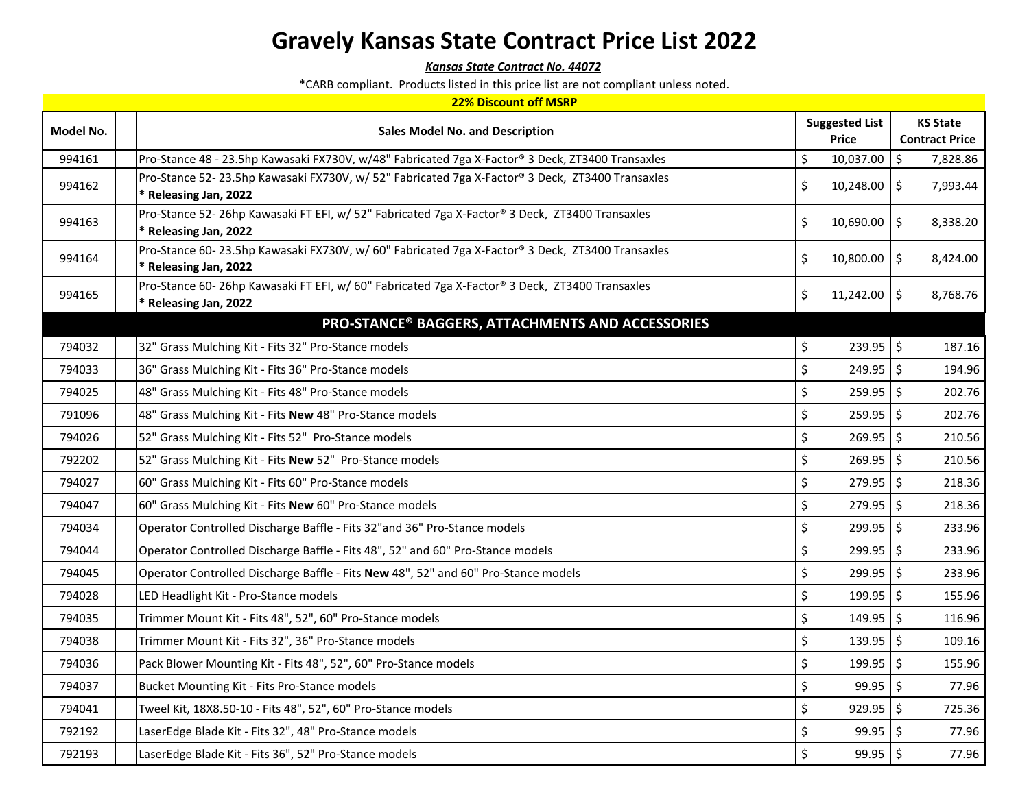# Gravely Kansas State Contract Price List 2022

***Kansas State Contract No. 44072***

*CARB compliant. Products listed in this price list are not compliant unless noted.

**22% Discount off MSRP**

| Model No. | | Sales Model No. and Description | Suggested List Price | KS State Contract Price |
|---|---|---|---|---|
| 994161 | | Pro-Stance 48 - 23.5hp Kawasaki FX730V, w/48" Fabricated 7ga X-Factor® 3 Deck, ZT3400 Transaxles | $ 10,037.00 | $ 7,828.86 |
| 994162 | | Pro-Stance 52- 23.5hp Kawasaki FX730V, w/ 52" Fabricated 7ga X-Factor® 3 Deck, ZT3400 Transaxles **\* Releasing Jan, 2022** | $ 10,248.00 | $ 7,993.44 |
| 994163 | | Pro-Stance 52- 26hp Kawasaki FT EFI, w/ 52" Fabricated 7ga X-Factor® 3 Deck, ZT3400 Transaxles **\* Releasing Jan, 2022** | $ 10,690.00 | $ 8,338.20 |
| 994164 | | Pro-Stance 60- 23.5hp Kawasaki FX730V, w/ 60" Fabricated 7ga X-Factor® 3 Deck, ZT3400 Transaxles **\* Releasing Jan, 2022** | $ 10,800.00 | $ 8,424.00 |
| 994165 | | Pro-Stance 60- 26hp Kawasaki FT EFI, w/ 60" Fabricated 7ga X-Factor® 3 Deck, ZT3400 Transaxles **\* Releasing Jan, 2022** | $ 11,242.00 | $ 8,768.76 |
| | | **PRO-STANCE® BAGGERS, ATTACHMENTS AND ACCESSORIES** | | |
| 794032 | | 32" Grass Mulching Kit - Fits 32" Pro-Stance models | $ 239.95 | $ 187.16 |
| 794033 | | 36" Grass Mulching Kit - Fits 36" Pro-Stance models | $ 249.95 | $ 194.96 |
| 794025 | | 48" Grass Mulching Kit - Fits 48" Pro-Stance models | $ 259.95 | $ 202.76 |
| 791096 | | 48" Grass Mulching Kit - Fits **New** 48" Pro-Stance models | $ 259.95 | $ 202.76 |
| 794026 | | 52" Grass Mulching Kit - Fits 52" Pro-Stance models | $ 269.95 | $ 210.56 |
| 792202 | | 52" Grass Mulching Kit - Fits **New** 52" Pro-Stance models | $ 269.95 | $ 210.56 |
| 794027 | | 60" Grass Mulching Kit - Fits 60" Pro-Stance models | $ 279.95 | $ 218.36 |
| 794047 | | 60" Grass Mulching Kit - Fits **New** 60" Pro-Stance models | $ 279.95 | $ 218.36 |
| 794034 | | Operator Controlled Discharge Baffle - Fits 32"and 36" Pro-Stance models | $ 299.95 | $ 233.96 |
| 794044 | | Operator Controlled Discharge Baffle - Fits 48", 52" and 60" Pro-Stance models | $ 299.95 | $ 233.96 |
| 794045 | | Operator Controlled Discharge Baffle - Fits **New** 48", 52" and 60" Pro-Stance models | $ 299.95 | $ 233.96 |
| 794028 | | LED Headlight Kit - Pro-Stance models | $ 199.95 | $ 155.96 |
| 794035 | | Trimmer Mount Kit - Fits 48", 52", 60" Pro-Stance models | $ 149.95 | $ 116.96 |
| 794038 | | Trimmer Mount Kit - Fits 32", 36" Pro-Stance models | $ 139.95 | $ 109.16 |
| 794036 | | Pack Blower Mounting Kit - Fits 48", 52", 60" Pro-Stance models | $ 199.95 | $ 155.96 |
| 794037 | | Bucket Mounting Kit - Fits Pro-Stance models | $ 99.95 | $ 77.96 |
| 794041 | | Tweel Kit, 18X8.50-10 - Fits 48", 52", 60" Pro-Stance models | $ 929.95 | $ 725.36 |
| 792192 | | LaserEdge Blade Kit - Fits 32", 48" Pro-Stance models | $ 99.95 | $ 77.96 |
| 792193 | | LaserEdge Blade Kit - Fits 36", 52" Pro-Stance models | $ 99.95 | $ 77.96 |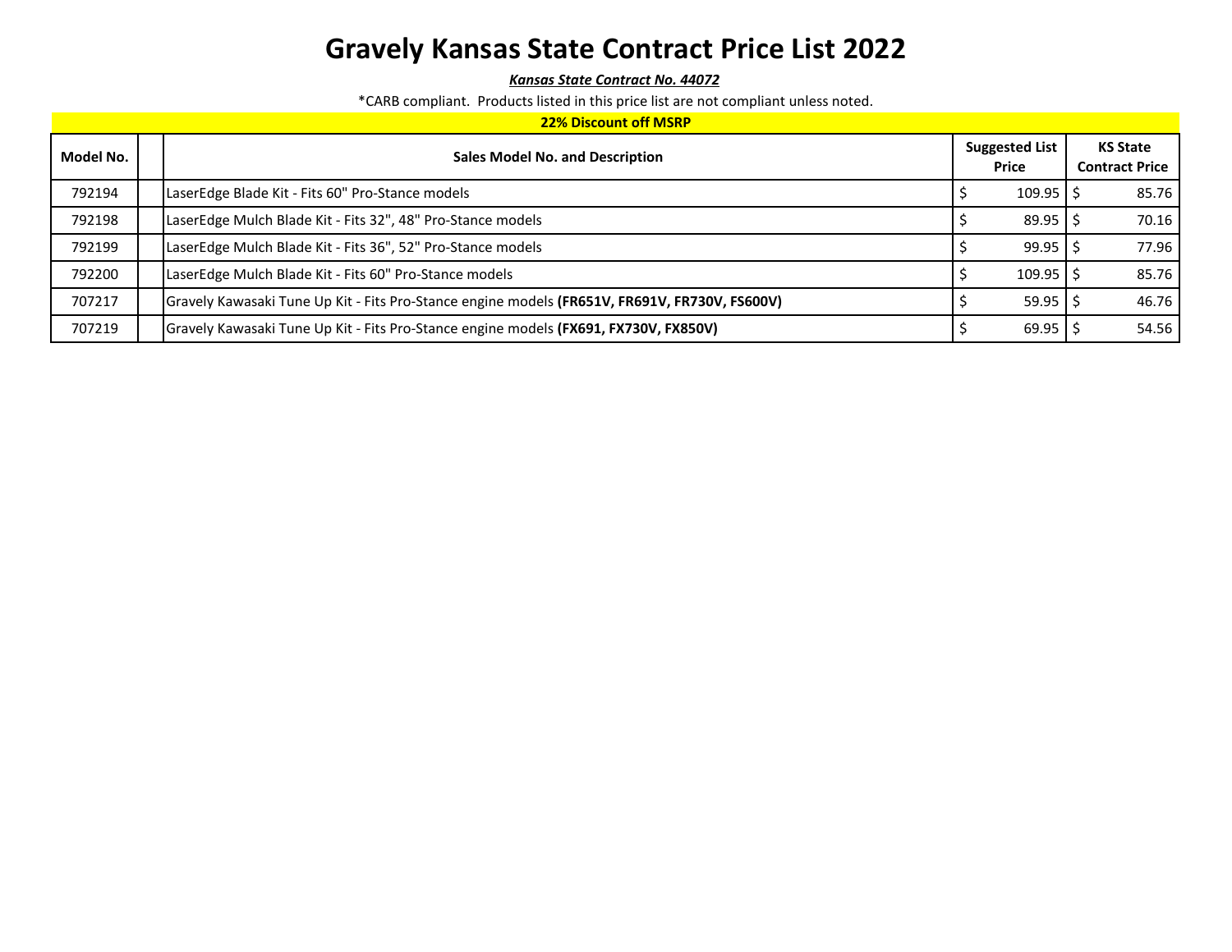# Gravely Kansas State Contract Price List 2022

***Kansas State Contract No. 44072***

*CARB compliant.  Products listed in this price list are not compliant unless noted.

**22% Discount off MSRP**

| Model No. | | Sales Model No. and Description | Suggested List Price | KS State Contract Price |
|---|---|---|---|---|
| 792194 | | LaserEdge Blade Kit - Fits 60" Pro-Stance models | $ 109.95 | $ 85.76 |
| 792198 | | LaserEdge Mulch Blade Kit - Fits 32", 48" Pro-Stance models | $ 89.95 | $ 70.16 |
| 792199 | | LaserEdge Mulch Blade Kit - Fits 36", 52" Pro-Stance models | $ 99.95 | $ 77.96 |
| 792200 | | LaserEdge Mulch Blade Kit - Fits 60" Pro-Stance models | $ 109.95 | $ 85.76 |
| 707217 | | Gravely Kawasaki Tune Up Kit - Fits Pro-Stance engine models **(FR651V, FR691V, FR730V, FS600V)** | $ 59.95 | $ 46.76 |
| 707219 | | Gravely Kawasaki Tune Up Kit - Fits Pro-Stance engine models **(FX691, FX730V, FX850V)** | $ 69.95 | $ 54.56 |